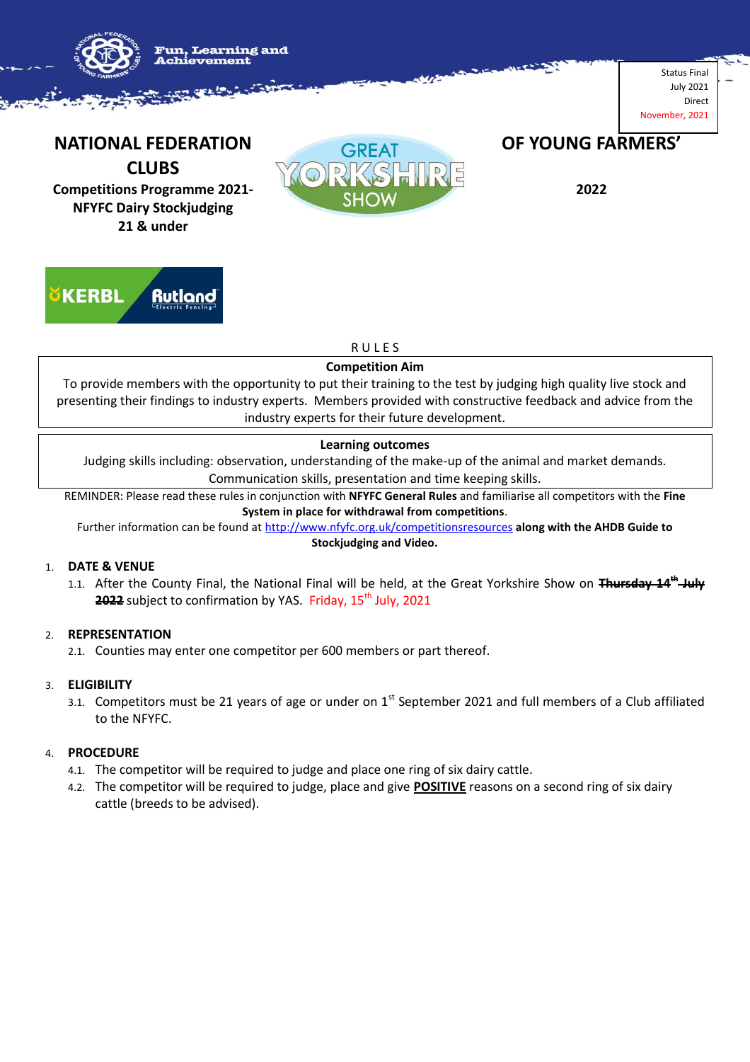Status Final
July 2021
Direct
November, 2021

# NATIONAL FEDERATION OF YOUNG FARMERS' CLUBS

**Competitions Programme 2021-2022**
**NFYFC Dairy Stockjudging**
**21 & under**

RULES

**Competition Aim**

To provide members with the opportunity to put their training to the test by judging high quality live stock and presenting their findings to industry experts. Members provided with constructive feedback and advice from the industry experts for their future development.

**Learning outcomes**

Judging skills including: observation, understanding of the make-up of the animal and market demands. Communication skills, presentation and time keeping skills.

REMINDER: Please read these rules in conjunction with **NFYFC General Rules** and familiarise all competitors with the **Fine System in place for withdrawal from competitions**.

Further information can be found at http://www.nfyfc.org.uk/competitionsresources **along with the AHDB Guide to Stockjudging and Video.**

1. **DATE & VENUE**
   1.1. After the County Final, the National Final will be held, at the Great Yorkshire Show on ~~**Thursday 14th July 2022**~~ subject to confirmation by YAS. Friday, 15th July, 2021

2. **REPRESENTATION**
   2.1. Counties may enter one competitor per 600 members or part thereof.

3. **ELIGIBILITY**
   3.1. Competitors must be 21 years of age or under on 1st September 2021 and full members of a Club affiliated to the NFYFC.

4. **PROCEDURE**
   4.1. The competitor will be required to judge and place one ring of six dairy cattle.
   4.2. The competitor will be required to judge, place and give **POSITIVE** reasons on a second ring of six dairy cattle (breeds to be advised).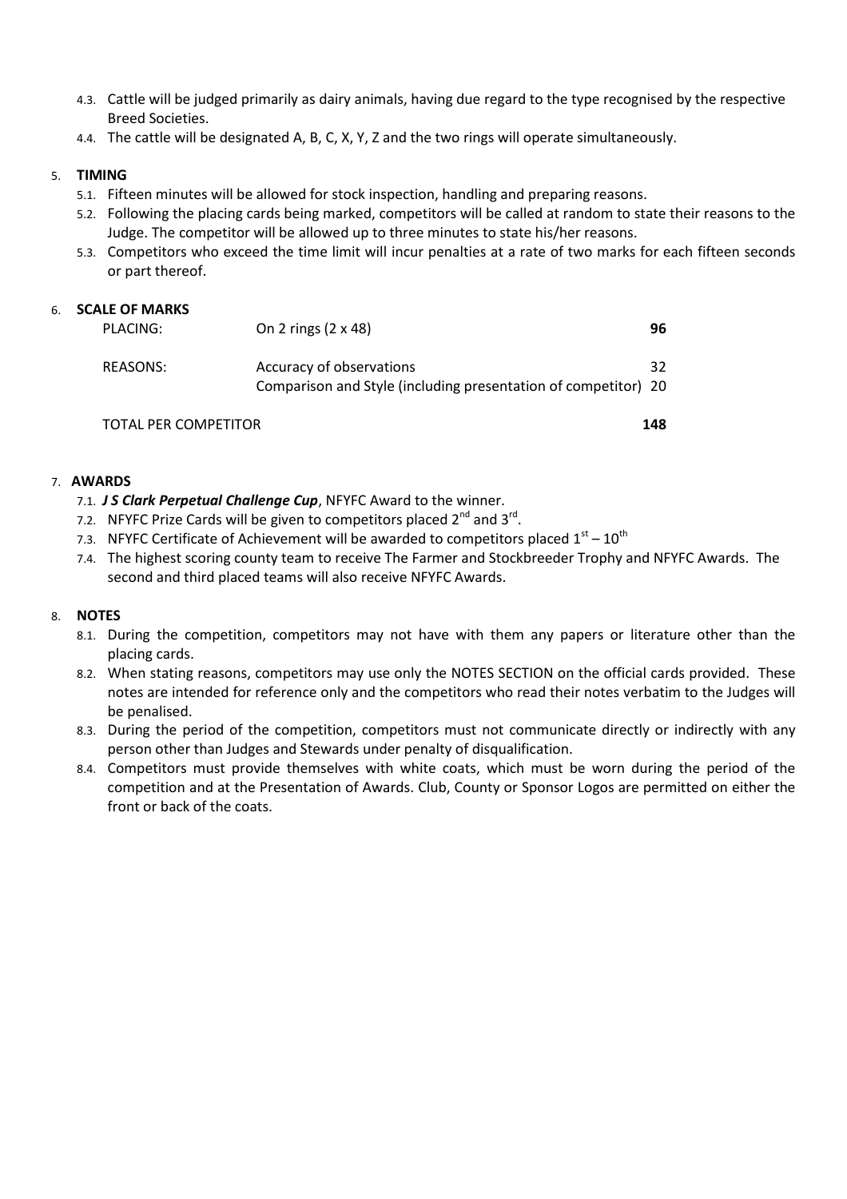4.3. Cattle will be judged primarily as dairy animals, having due regard to the type recognised by the respective Breed Societies.

4.4. The cattle will be designated A, B, C, X, Y, Z and the two rings will operate simultaneously.

## 5. TIMING

5.1. Fifteen minutes will be allowed for stock inspection, handling and preparing reasons.

5.2. Following the placing cards being marked, competitors will be called at random to state their reasons to the Judge. The competitor will be allowed up to three minutes to state his/her reasons.

5.3. Competitors who exceed the time limit will incur penalties at a rate of two marks for each fifteen seconds or part thereof.

## 6. SCALE OF MARKS

| | | |
|---|---|---|
| PLACING: | On 2 rings (2 x 48) | **96** |
| REASONS: | Accuracy of observations | 32 |
| | Comparison and Style (including presentation of competitor) | 20 |
| TOTAL PER COMPETITOR | | **148** |

## 7. AWARDS

7.1. ***J S Clark Perpetual Challenge Cup***, NFYFC Award to the winner.

7.2. NFYFC Prize Cards will be given to competitors placed 2nd and 3rd.

7.3. NFYFC Certificate of Achievement will be awarded to competitors placed 1st – 10th

7.4. The highest scoring county team to receive The Farmer and Stockbreeder Trophy and NFYFC Awards. The second and third placed teams will also receive NFYFC Awards.

## 8. NOTES

8.1. During the competition, competitors may not have with them any papers or literature other than the placing cards.

8.2. When stating reasons, competitors may use only the NOTES SECTION on the official cards provided. These notes are intended for reference only and the competitors who read their notes verbatim to the Judges will be penalised.

8.3. During the period of the competition, competitors must not communicate directly or indirectly with any person other than Judges and Stewards under penalty of disqualification.

8.4. Competitors must provide themselves with white coats, which must be worn during the period of the competition and at the Presentation of Awards. Club, County or Sponsor Logos are permitted on either the front or back of the coats.